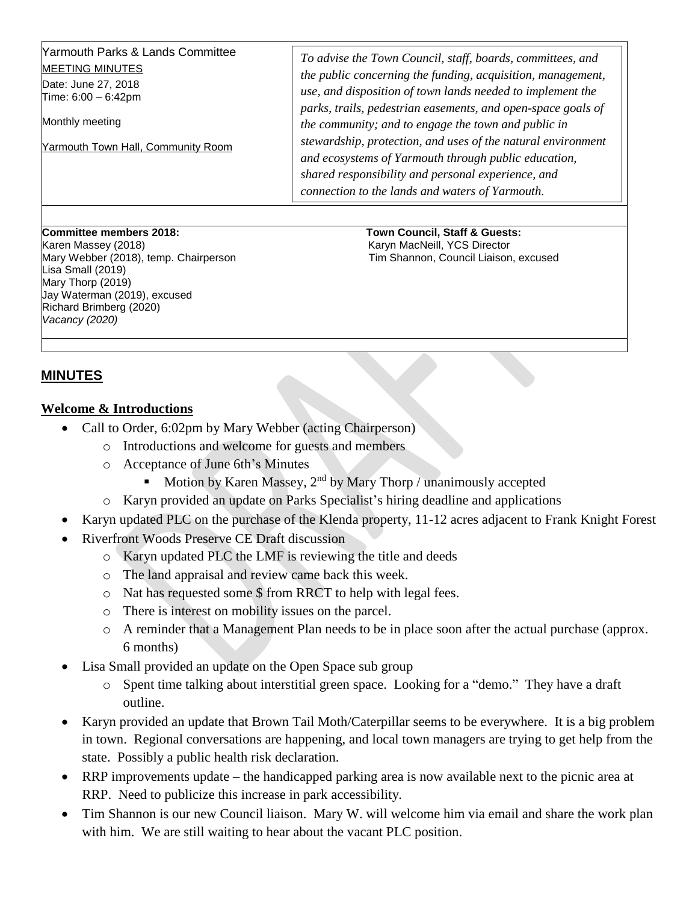Yarmouth Parks & Lands Committee
MEETING MINUTES
Date: June 27, 2018
Time: 6:00 – 6:42pm

Monthly meeting

Yarmouth Town Hall, Community Room

*To advise the Town Council, staff, boards, committees, and the public concerning the funding, acquisition, management, use, and disposition of town lands needed to implement the parks, trails, pedestrian easements, and open-space goals of the community; and to engage the town and public in stewardship, protection, and uses of the natural environment and ecosystems of Yarmouth through public education, shared responsibility and personal experience, and connection to the lands and waters of Yarmouth.*

**Committee members 2018:**
Karen Massey (2018)
Mary Webber (2018), temp. Chairperson
Lisa Small (2019)
Mary Thorp (2019)
Jay Waterman (2019), excused
Richard Brimberg (2020)
*Vacancy (2020)*

**Town Council, Staff & Guests:**
Karyn MacNeill, YCS Director
Tim Shannon, Council Liaison, excused

## MINUTES

### Welcome & Introductions

- Call to Order, 6:02pm by Mary Webber (acting Chairperson)
  - Introductions and welcome for guests and members
  - Acceptance of June 6th's Minutes
    - Motion by Karen Massey, 2nd by Mary Thorp / unanimously accepted
  - Karyn provided an update on Parks Specialist's hiring deadline and applications
- Karyn updated PLC on the purchase of the Klenda property, 11-12 acres adjacent to Frank Knight Forest
- Riverfront Woods Preserve CE Draft discussion
  - Karyn updated PLC the LMF is reviewing the title and deeds
  - The land appraisal and review came back this week.
  - Nat has requested some $ from RRCT to help with legal fees.
  - There is interest on mobility issues on the parcel.
  - A reminder that a Management Plan needs to be in place soon after the actual purchase (approx. 6 months)
- Lisa Small provided an update on the Open Space sub group
  - Spent time talking about interstitial green space. Looking for a "demo." They have a draft outline.
- Karyn provided an update that Brown Tail Moth/Caterpillar seems to be everywhere. It is a big problem in town. Regional conversations are happening, and local town managers are trying to get help from the state. Possibly a public health risk declaration.
- RRP improvements update – the handicapped parking area is now available next to the picnic area at RRP. Need to publicize this increase in park accessibility.
- Tim Shannon is our new Council liaison. Mary W. will welcome him via email and share the work plan with him. We are still waiting to hear about the vacant PLC position.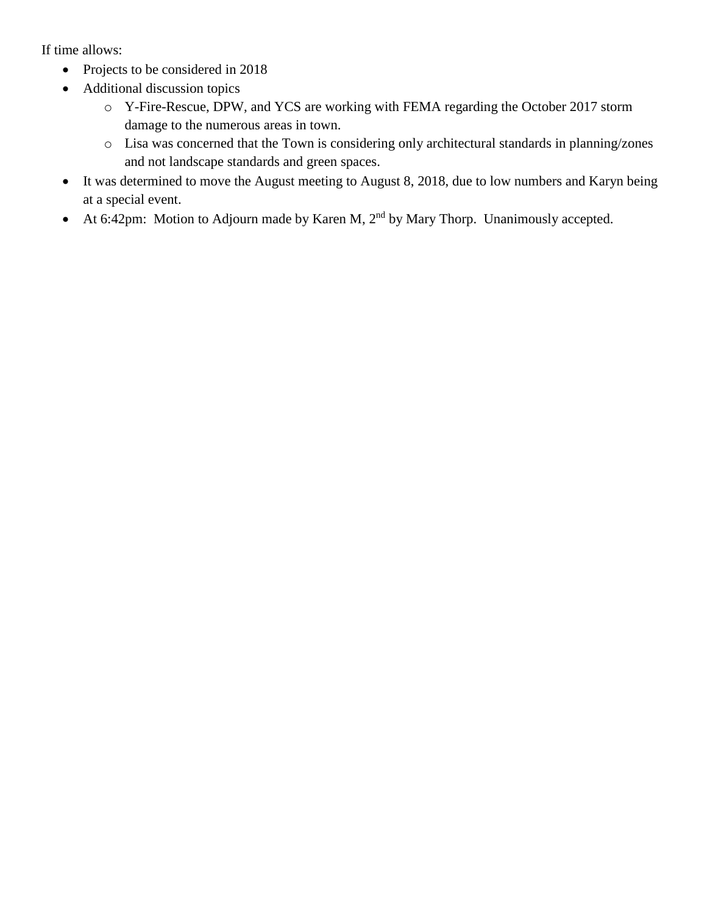If time allows:

- Projects to be considered in 2018
- Additional discussion topics
  - Y-Fire-Rescue, DPW, and YCS are working with FEMA regarding the October 2017 storm damage to the numerous areas in town.
  - Lisa was concerned that the Town is considering only architectural standards in planning/zones and not landscape standards and green spaces.
- It was determined to move the August meeting to August 8, 2018, due to low numbers and Karyn being at a special event.
- At 6:42pm: Motion to Adjourn made by Karen M, 2nd by Mary Thorp. Unanimously accepted.